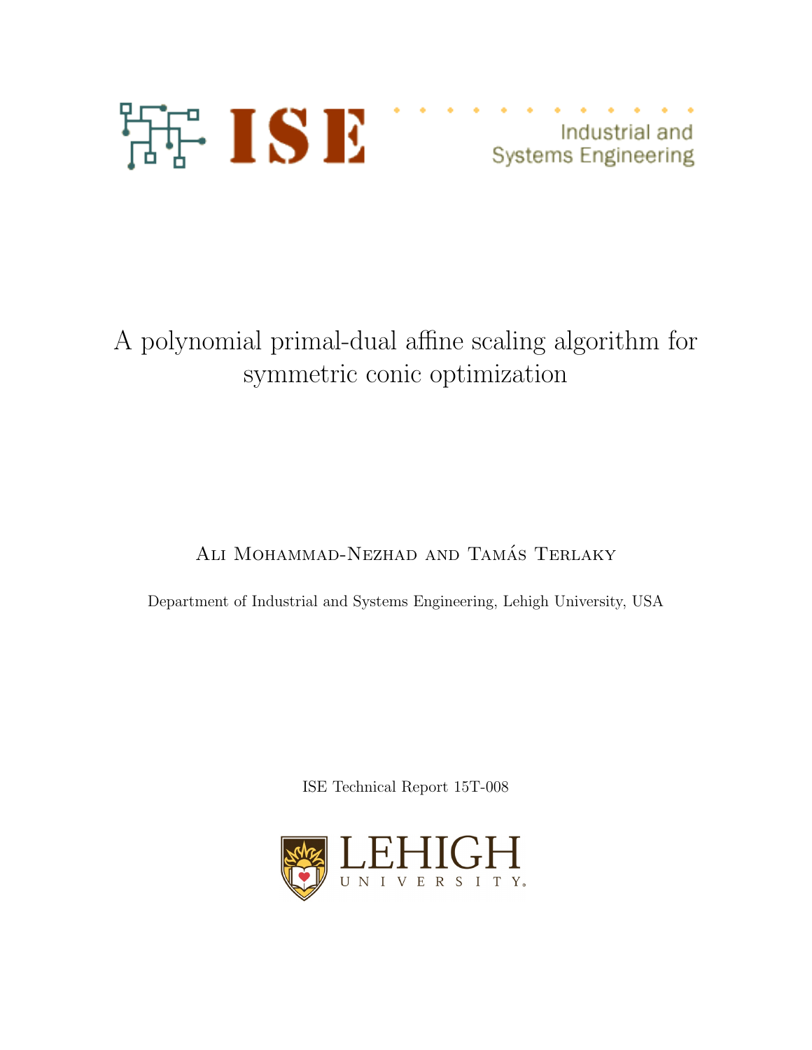ISE

Industrial and Systems Engineering

# A polynomial primal-dual affine scaling algorithm for symmetric conic optimization

Ali Mohammad-Nezhad and Tamás Terlaky

Department of Industrial and Systems Engineering, Lehigh University, USA

ISE Technical Report 15T-008

LEHIGH UNIVERSITY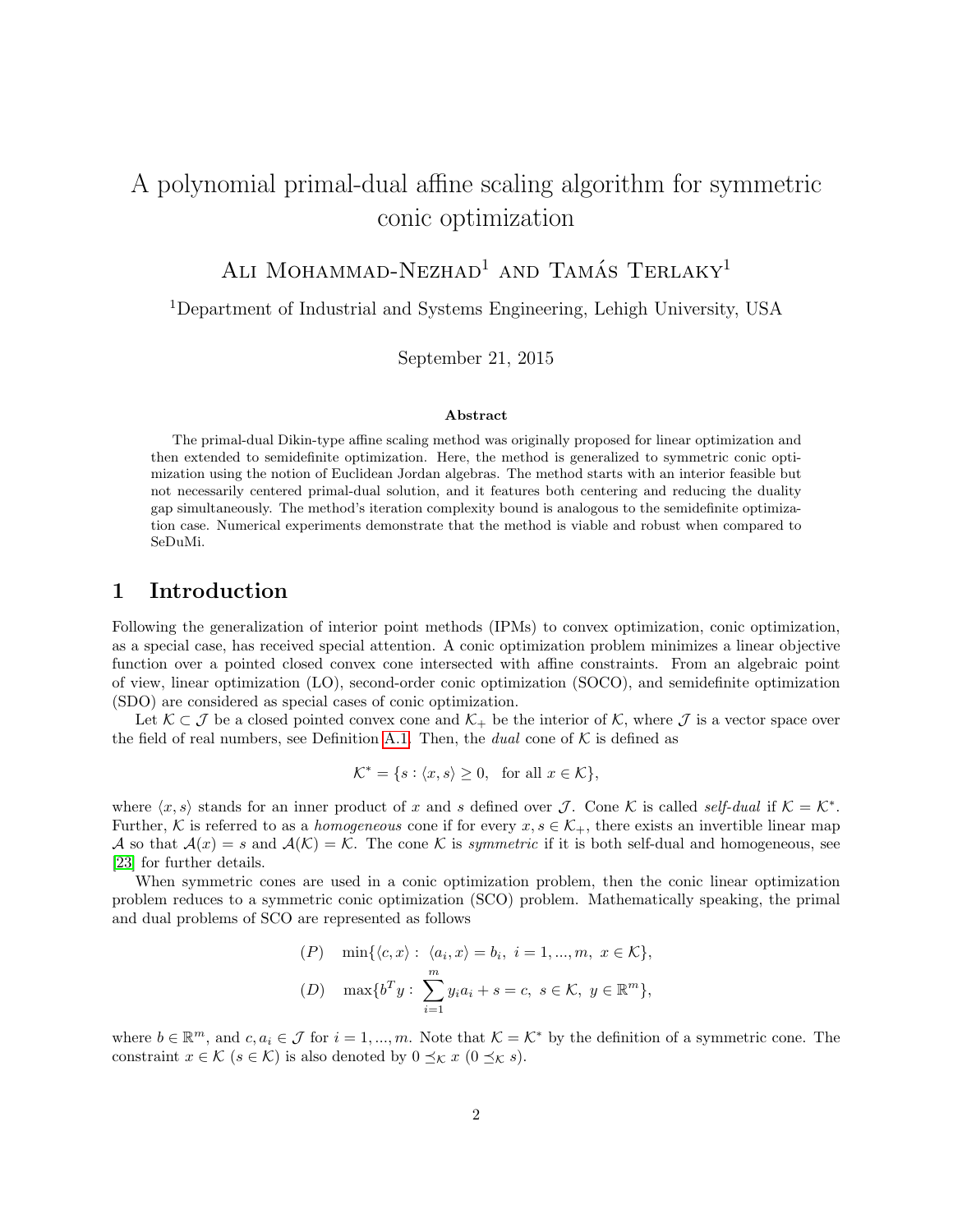# A polynomial primal-dual affine scaling algorithm for symmetric conic optimization

Ali Mohammad-Nezhad[1] and Tamás Terlaky[1]

[1]Department of Industrial and Systems Engineering, Lehigh University, USA

September 21, 2015

### Abstract

The primal-dual Dikin-type affine scaling method was originally proposed for linear optimization and then extended to semidefinite optimization. Here, the method is generalized to symmetric conic optimization using the notion of Euclidean Jordan algebras. The method starts with an interior feasible but not necessarily centered primal-dual solution, and it features both centering and reducing the duality gap simultaneously. The method's iteration complexity bound is analogous to the semidefinite optimization case. Numerical experiments demonstrate that the method is viable and robust when compared to SeDuMi.

## 1 Introduction

Following the generalization of interior point methods (IPMs) to convex optimization, conic optimization, as a special case, has received special attention. A conic optimization problem minimizes a linear objective function over a pointed closed convex cone intersected with affine constraints. From an algebraic point of view, linear optimization (LO), second-order conic optimization (SOCO), and semidefinite optimization (SDO) are considered as special cases of conic optimization.

Let $\mathcal{K} \subset \mathcal{J}$ be a closed pointed convex cone and $\mathcal{K}_+$ be the interior of $\mathcal{K}$, where $\mathcal{J}$ is a vector space over the field of real numbers, see Definition A.1. Then, the *dual* cone of $\mathcal{K}$ is defined as

$$\mathcal{K}^* = \{s : \langle x, s\rangle \geq 0, \quad \text{for all } x \in \mathcal{K}\},$$

where $\langle x, s\rangle$ stands for an inner product of $x$ and $s$ defined over $\mathcal{J}$. Cone $\mathcal{K}$ is called *self-dual* if $\mathcal{K} = \mathcal{K}^*$. Further, $\mathcal{K}$ is referred to as a *homogeneous* cone if for every $x, s \in \mathcal{K}_+$, there exists an invertible linear map $\mathcal{A}$ so that $\mathcal{A}(x) = s$ and $\mathcal{A}(\mathcal{K}) = \mathcal{K}$. The cone $\mathcal{K}$ is *symmetric* if it is both self-dual and homogeneous, see [23] for further details.

When symmetric cones are used in a conic optimization problem, then the conic linear optimization problem reduces to a symmetric conic optimization (SCO) problem. Mathematically speaking, the primal and dual problems of SCO are represented as follows

$$(P) \quad \min\{\langle c, x\rangle : \ \langle a_i, x\rangle = b_i, \ i = 1, ..., m, \ x \in \mathcal{K}\},$$

$$(D) \quad \max\{b^T y : \ \sum_{i=1}^{m} y_i a_i + s = c, \ s \in \mathcal{K}, \ y \in \mathbb{R}^m\},$$

where $b \in \mathbb{R}^m$, and $c, a_i \in \mathcal{J}$ for $i = 1, ..., m$. Note that $\mathcal{K} = \mathcal{K}^*$ by the definition of a symmetric cone. The constraint $x \in \mathcal{K}$ ($s \in \mathcal{K}$) is also denoted by $0 \preceq_{\mathcal{K}} x$ ($0 \preceq_{\mathcal{K}} s$).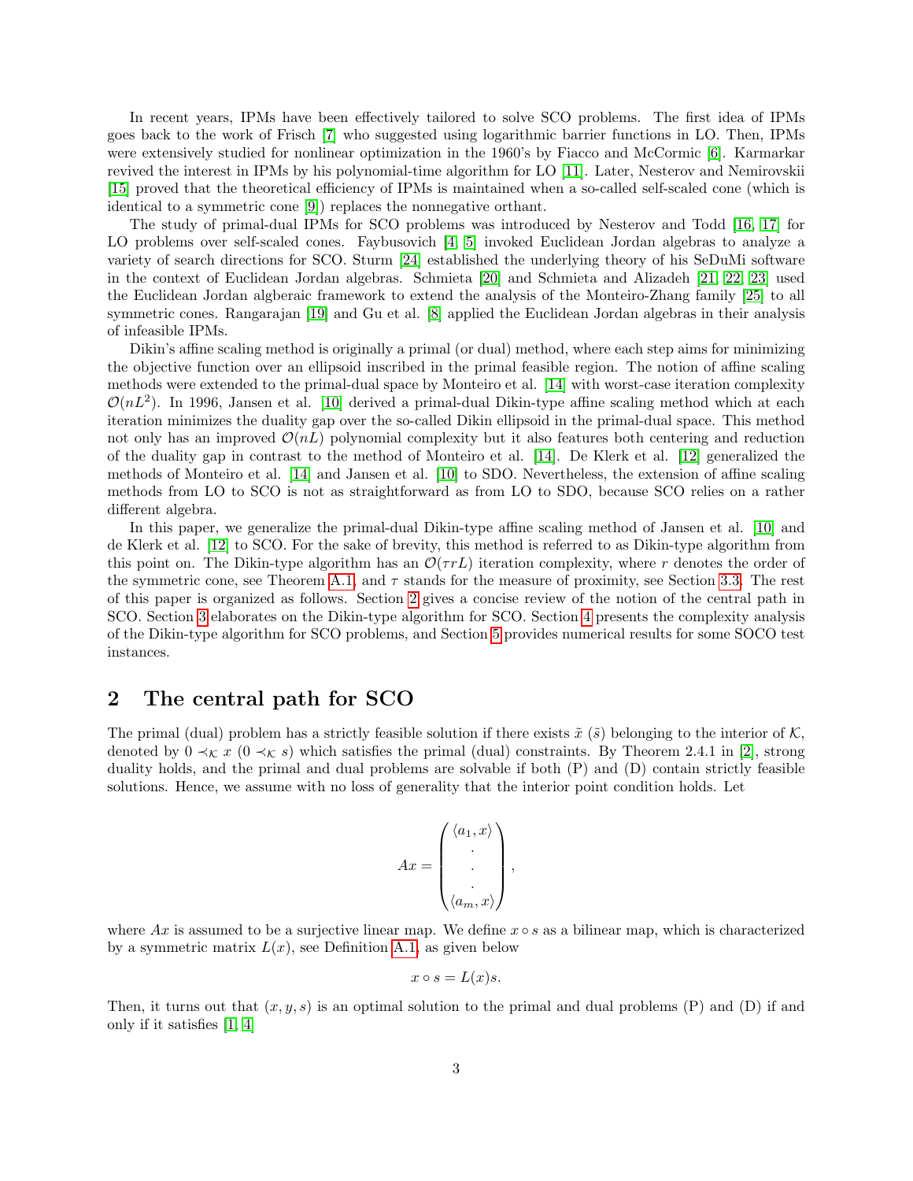In recent years, IPMs have been effectively tailored to solve SCO problems. The first idea of IPMs goes back to the work of Frisch [7] who suggested using logarithmic barrier functions in LO. Then, IPMs were extensively studied for nonlinear optimization in the 1960's by Fiacco and McCormic [6]. Karmarkar revived the interest in IPMs by his polynomial-time algorithm for LO [11]. Later, Nesterov and Nemirovskii [15] proved that the theoretical efficiency of IPMs is maintained when a so-called self-scaled cone (which is identical to a symmetric cone [9]) replaces the nonnegative orthant.

The study of primal-dual IPMs for SCO problems was introduced by Nesterov and Todd [16, 17] for LO problems over self-scaled cones. Faybusovich [4, 5] invoked Euclidean Jordan algebras to analyze a variety of search directions for SCO. Sturm [24] established the underlying theory of his SeDuMi software in the context of Euclidean Jordan algebras. Schmieta [20] and Schmieta and Alizadeh [21, 22, 23] used the Euclidean Jordan algberaic framework to extend the analysis of the Monteiro-Zhang family [25] to all symmetric cones. Rangarajan [19] and Gu et al. [8] applied the Euclidean Jordan algebras in their analysis of infeasible IPMs.

Dikin's affine scaling method is originally a primal (or dual) method, where each step aims for minimizing the objective function over an ellipsoid inscribed in the primal feasible region. The notion of affine scaling methods were extended to the primal-dual space by Monteiro et al. [14] with worst-case iteration complexity $\mathcal{O}(nL^2)$. In 1996, Jansen et al. [10] derived a primal-dual Dikin-type affine scaling method which at each iteration minimizes the duality gap over the so-called Dikin ellipsoid in the primal-dual space. This method not only has an improved $\mathcal{O}(nL)$ polynomial complexity but it also features both centering and reduction of the duality gap in contrast to the method of Monteiro et al. [14]. De Klerk et al. [12] generalized the methods of Monteiro et al. [14] and Jansen et al. [10] to SDO. Nevertheless, the extension of affine scaling methods from LO to SCO is not as straightforward as from LO to SDO, because SCO relies on a rather different algebra.

In this paper, we generalize the primal-dual Dikin-type affine scaling method of Jansen et al. [10] and de Klerk et al. [12] to SCO. For the sake of brevity, this method is referred to as Dikin-type algorithm from this point on. The Dikin-type algorithm has an $\mathcal{O}(\tau r L)$ iteration complexity, where $r$ denotes the order of the symmetric cone, see Theorem A.1, and $\tau$ stands for the measure of proximity, see Section 3.3. The rest of this paper is organized as follows. Section 2 gives a concise review of the notion of the central path in SCO. Section 3 elaborates on the Dikin-type algorithm for SCO. Section 4 presents the complexity analysis of the Dikin-type algorithm for SCO problems, and Section 5 provides numerical results for some SOCO test instances.

## 2 The central path for SCO

The primal (dual) problem has a strictly feasible solution if there exists $\tilde{x}$ ($\tilde{s}$) belonging to the interior of $\mathcal{K}$, denoted by $0 \prec_{\mathcal{K}} x$ ($0 \prec_{\mathcal{K}} s$) which satisfies the primal (dual) constraints. By Theorem 2.4.1 in [2], strong duality holds, and the primal and dual problems are solvable if both (P) and (D) contain strictly feasible solutions. Hence, we assume with no loss of generality that the interior point condition holds. Let

$$Ax = \begin{pmatrix} \langle a_1, x \rangle \\ \cdot \\ \cdot \\ \cdot \\ \langle a_m, x \rangle \end{pmatrix},$$

where $Ax$ is assumed to be a surjective linear map. We define $x \circ s$ as a bilinear map, which is characterized by a symmetric matrix $L(x)$, see Definition A.1, as given below

$$x \circ s = L(x)s.$$

Then, it turns out that $(x, y, s)$ is an optimal solution to the primal and dual problems (P) and (D) if and only if it satisfies [1, 4]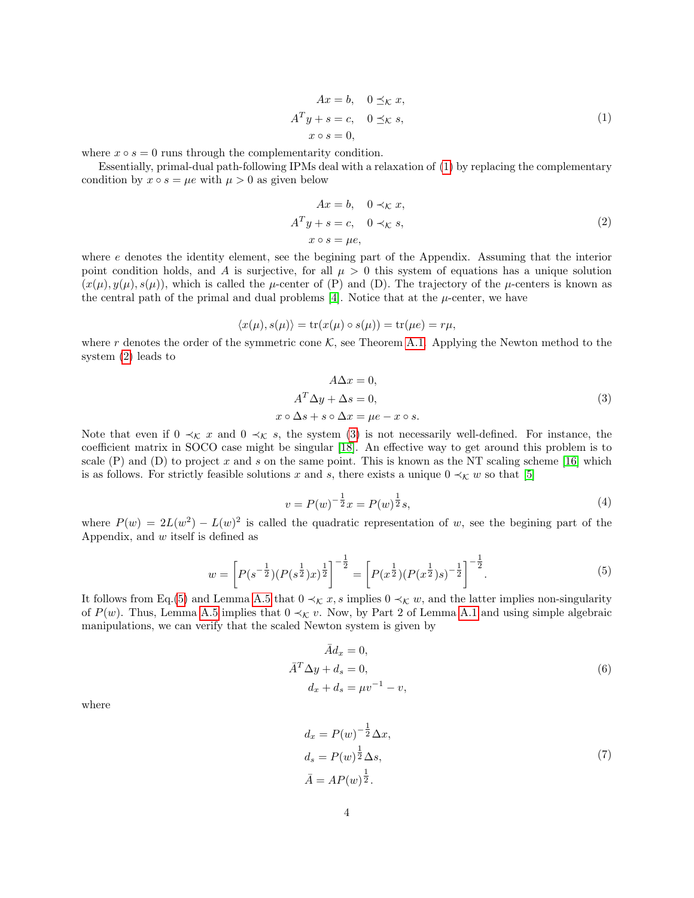$$
\begin{aligned}
Ax &= b, \quad 0 \preceq_{\mathcal{K}} x, \\
A^T y + s &= c, \quad 0 \preceq_{\mathcal{K}} s, \\
x \circ s &= 0,
\end{aligned}
\tag{1}
$$

where $x \circ s = 0$ runs through the complementarity condition.

Essentially, primal-dual path-following IPMs deal with a relaxation of (1) by replacing the complementary condition by $x \circ s = \mu e$ with $\mu > 0$ as given below

$$
\begin{aligned}
Ax &= b, \quad 0 \prec_{\mathcal{K}} x, \\
A^T y + s &= c, \quad 0 \prec_{\mathcal{K}} s, \\
x \circ s &= \mu e,
\end{aligned}
\tag{2}
$$

where $e$ denotes the identity element, see the begining part of the Appendix. Assuming that the interior point condition holds, and $A$ is surjective, for all $\mu > 0$ this system of equations has a unique solution $(x(\mu), y(\mu), s(\mu))$, which is called the $\mu$-center of (P) and (D). The trajectory of the $\mu$-centers is known as the central path of the primal and dual problems [4]. Notice that at the $\mu$-center, we have

$$
\langle x(\mu), s(\mu) \rangle = \operatorname{tr}(x(\mu) \circ s(\mu)) = \operatorname{tr}(\mu e) = r\mu,
$$

where $r$ denotes the order of the symmetric cone $\mathcal{K}$, see Theorem A.1. Applying the Newton method to the system (2) leads to

$$
\begin{aligned}
A \Delta x &= 0, \\
A^T \Delta y + \Delta s &= 0, \\
x \circ \Delta s + s \circ \Delta x &= \mu e - x \circ s.
\end{aligned}
\tag{3}
$$

Note that even if $0 \prec_{\mathcal{K}} x$ and $0 \prec_{\mathcal{K}} s$, the system (3) is not necessarily well-defined. For instance, the coefficient matrix in SOCO case might be singular [18]. An effective way to get around this problem is to scale (P) and (D) to project $x$ and $s$ on the same point. This is known as the NT scaling scheme [16] which is as follows. For strictly feasible solutions $x$ and $s$, there exists a unique $0 \prec_{\mathcal{K}} w$ so that [5]

$$
v = P(w)^{-\frac{1}{2}} x = P(w)^{\frac{1}{2}} s,
\tag{4}
$$

where $P(w) = 2L(w^2) - L(w)^2$ is called the quadratic representation of $w$, see the begining part of the Appendix, and $w$ itself is defined as

$$
w = \left[ P(s^{-\frac{1}{2}}) (P(s^{\frac{1}{2}}) x)^{\frac{1}{2}} \right]^{-\frac{1}{2}} = \left[ P(x^{\frac{1}{2}}) (P(x^{\frac{1}{2}}) s)^{-\frac{1}{2}} \right]^{-\frac{1}{2}}.
\tag{5}
$$

It follows from Eq.(5) and Lemma A.5 that $0 \prec_{\mathcal{K}} x, s$ implies $0 \prec_{\mathcal{K}} w$, and the latter implies non-singularity of $P(w)$. Thus, Lemma A.5 implies that $0 \prec_{\mathcal{K}} v$. Now, by Part 2 of Lemma A.1 and using simple algebraic manipulations, we can verify that the scaled Newton system is given by

$$
\begin{aligned}
\bar{A} d_x &= 0, \\
\bar{A}^T \Delta y + d_s &= 0, \\
d_x + d_s &= \mu v^{-1} - v,
\end{aligned}
\tag{6}
$$

where

$$
\begin{aligned}
d_x &= P(w)^{-\frac{1}{2}} \Delta x, \\
d_s &= P(w)^{\frac{1}{2}} \Delta s, \\
\bar{A} &= A P(w)^{\frac{1}{2}}.
\end{aligned}
\tag{7}
$$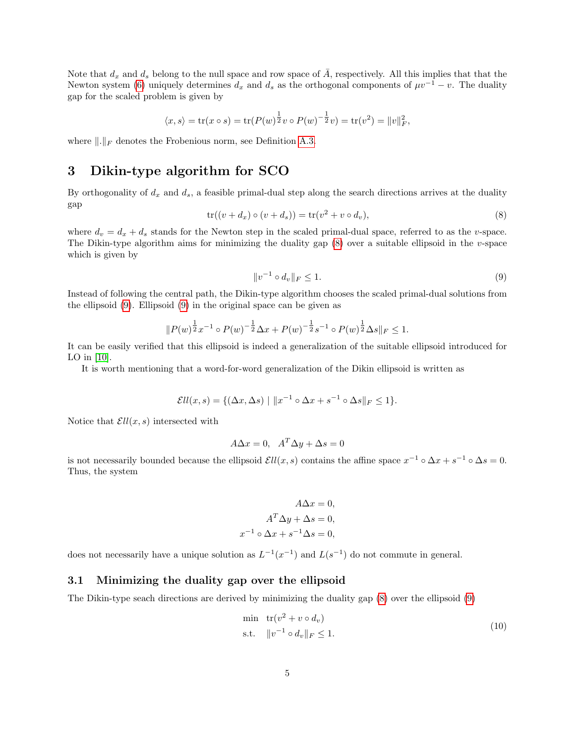Note that $d_x$ and $d_s$ belong to the null space and row space of $\bar{A}$, respectively. All this implies that that the Newton system (6) uniquely determines $d_x$ and $d_s$ as the orthogonal components of $\mu v^{-1} - v$. The duality gap for the scaled problem is given by

$$\langle x, s\rangle = \operatorname{tr}(x \circ s) = \operatorname{tr}(P(w)^{\frac{1}{2}} v \circ P(w)^{-\frac{1}{2}} v) = \operatorname{tr}(v^2) = \|v\|_F^2,$$

where $\|.\|_F$ denotes the Frobenious norm, see Definition A.3.

# 3 Dikin-type algorithm for SCO

By orthogonality of $d_x$ and $d_s$, a feasible primal-dual step along the search directions arrives at the duality gap

$$\operatorname{tr}((v + d_x) \circ (v + d_s)) = \operatorname{tr}(v^2 + v \circ d_v), \tag{8}$$

where $d_v = d_x + d_s$ stands for the Newton step in the scaled primal-dual space, referred to as the $v$-space. The Dikin-type algorithm aims for minimizing the duality gap (8) over a suitable ellipsoid in the $v$-space which is given by

$$\|v^{-1} \circ d_v\|_F \leq 1. \tag{9}$$

Instead of following the central path, the Dikin-type algorithm chooses the scaled primal-dual solutions from the ellipsoid (9). Ellipsoid (9) in the original space can be given as

$$\|P(w)^{\frac{1}{2}} x^{-1} \circ P(w)^{-\frac{1}{2}} \Delta x + P(w)^{-\frac{1}{2}} s^{-1} \circ P(w)^{\frac{1}{2}} \Delta s\|_F \leq 1.$$

It can be easily verified that this ellipsoid is indeed a generalization of the suitable ellipsoid introduced for LO in [10].

It is worth mentioning that a word-for-word generalization of the Dikin ellipsoid is written as

$$\mathcal{E}ll(x, s) = \{(\Delta x, \Delta s) \mid \|x^{-1} \circ \Delta x + s^{-1} \circ \Delta s\|_F \leq 1\}.$$

Notice that $\mathcal{E}ll(x, s)$ intersected with

$$A\Delta x = 0, \quad A^T \Delta y + \Delta s = 0$$

is not necessarily bounded because the ellipsoid $\mathcal{E}ll(x, s)$ contains the affine space $x^{-1} \circ \Delta x + s^{-1} \circ \Delta s = 0$. Thus, the system

$$\begin{aligned}
A\Delta x &= 0, \\
A^T \Delta y + \Delta s &= 0, \\
x^{-1} \circ \Delta x + s^{-1} \Delta s &= 0,
\end{aligned}$$

does not necessarily have a unique solution as $L^{-1}(x^{-1})$ and $L(s^{-1})$ do not commute in general.

## 3.1 Minimizing the duality gap over the ellipsoid

The Dikin-type seach directions are derived by minimizing the duality gap (8) over the ellipsoid (9)

$$\begin{aligned}
\min \quad & \operatorname{tr}(v^2 + v \circ d_v) \\
\text{s.t.} \quad & \|v^{-1} \circ d_v\|_F \leq 1.
\end{aligned} \tag{10}$$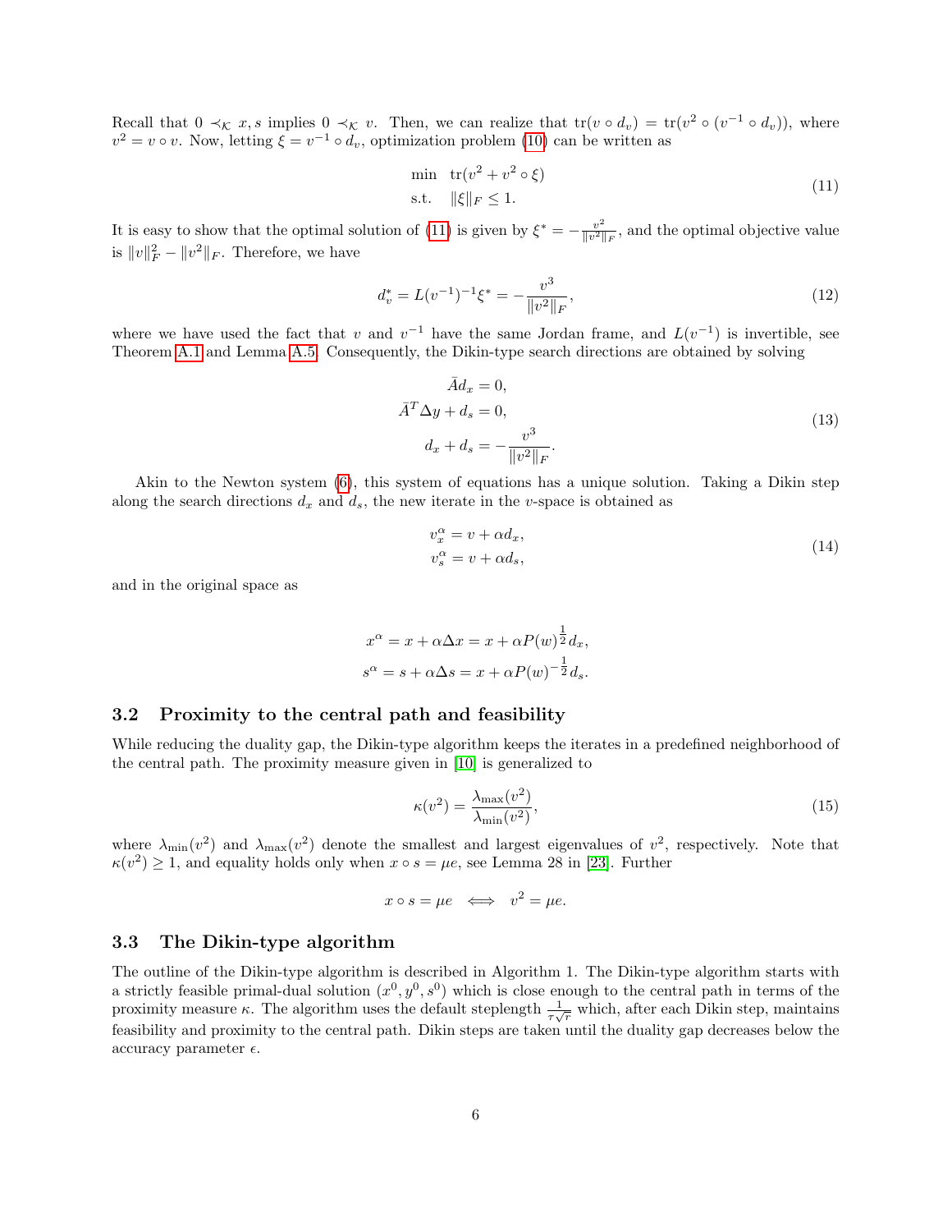Recall that $0 \prec_{\mathcal{K}} x, s$ implies $0 \prec_{\mathcal{K}} v$. Then, we can realize that $\mathrm{tr}(v \circ d_v) = \mathrm{tr}(v^2 \circ (v^{-1} \circ d_v))$, where $v^2 = v \circ v$. Now, letting $\xi = v^{-1} \circ d_v$, optimization problem (10) can be written as

$$
\begin{aligned}
\min \quad & \mathrm{tr}(v^2 + v^2 \circ \xi) \\
\text{s.t.} \quad & \|\xi\|_F \leq 1.
\end{aligned}
\tag{11}
$$

It is easy to show that the optimal solution of (11) is given by $\xi^* = -\frac{v^2}{\|v^2\|_F}$, and the optimal objective value is $\|v\|_F^2 - \|v^2\|_F$. Therefore, we have

$$
d_v^* = L(v^{-1})^{-1}\xi^* = -\frac{v^3}{\|v^2\|_F}, \tag{12}
$$

where we have used the fact that $v$ and $v^{-1}$ have the same Jordan frame, and $L(v^{-1})$ is invertible, see Theorem A.1 and Lemma A.5. Consequently, the Dikin-type search directions are obtained by solving

$$
\begin{aligned}
\bar{A} d_x &= 0, \\
\bar{A}^T \Delta y + d_s &= 0, \\
d_x + d_s &= -\frac{v^3}{\|v^2\|_F}.
\end{aligned}
\tag{13}
$$

Akin to the Newton system (6), this system of equations has a unique solution. Taking a Dikin step along the search directions $d_x$ and $d_s$, the new iterate in the $v$-space is obtained as

$$
\begin{aligned}
v_x^\alpha &= v + \alpha d_x, \\
v_s^\alpha &= v + \alpha d_s,
\end{aligned}
\tag{14}
$$

and in the original space as

$$
\begin{aligned}
x^\alpha &= x + \alpha \Delta x = x + \alpha P(w)^{\frac{1}{2}} d_x, \\
s^\alpha &= s + \alpha \Delta s = x + \alpha P(w)^{-\frac{1}{2}} d_s.
\end{aligned}
$$

## 3.2 Proximity to the central path and feasibility

While reducing the duality gap, the Dikin-type algorithm keeps the iterates in a predefined neighborhood of the central path. The proximity measure given in [10] is generalized to

$$
\kappa(v^2) = \frac{\lambda_{\max}(v^2)}{\lambda_{\min}(v^2)}, \tag{15}
$$

where $\lambda_{\min}(v^2)$ and $\lambda_{\max}(v^2)$ denote the smallest and largest eigenvalues of $v^2$, respectively. Note that $\kappa(v^2) \geq 1$, and equality holds only when $x \circ s = \mu e$, see Lemma 28 in [23]. Further

$$
x \circ s = \mu e \iff v^2 = \mu e.
$$

## 3.3 The Dikin-type algorithm

The outline of the Dikin-type algorithm is described in Algorithm 1. The Dikin-type algorithm starts with a strictly feasible primal-dual solution $(x^0, y^0, s^0)$ which is close enough to the central path in terms of the proximity measure $\kappa$. The algorithm uses the default steplength $\frac{1}{\tau\sqrt{r}}$ which, after each Dikin step, maintains feasibility and proximity to the central path. Dikin steps are taken until the duality gap decreases below the accuracy parameter $\epsilon$.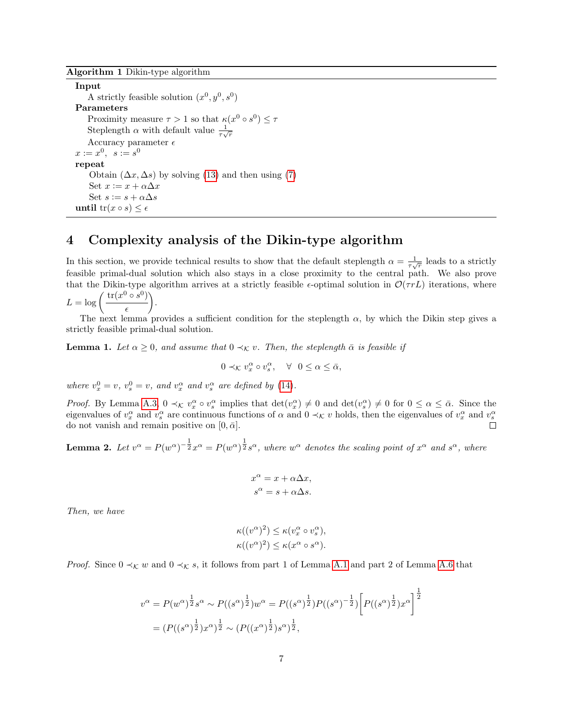**Algorithm 1** Dikin-type algorithm

```
Input
    A strictly feasible solution (x^0, y^0, s^0)
Parameters
    Proximity measure τ > 1 so that κ(x^0 ∘ s^0) ≤ τ
    Steplength α with default value 1/(τ√r)
    Accuracy parameter ε
x := x^0,  s := s^0
repeat
    Obtain (Δx, Δs) by solving (13) and then using (7)
    Set x := x + αΔx
    Set s := s + αΔs
until tr(x ∘ s) ≤ ε
```

# 4 Complexity analysis of the Dikin-type algorithm

In this section, we provide technical results to show that the default steplength $\alpha = \frac{1}{\tau\sqrt{r}}$ leads to a strictly feasible primal-dual solution which also stays in a close proximity to the central path. We also prove that the Dikin-type algorithm arrives at a strictly feasible $\epsilon$-optimal solution in $\mathcal{O}(\tau r L)$ iterations, where $L = \log\left(\frac{\operatorname{tr}(x^0 \circ s^0)}{\epsilon}\right)$.

The next lemma provides a sufficient condition for the steplength $\alpha$, by which the Dikin step gives a strictly feasible primal-dual solution.

**Lemma 1.** *Let $\alpha \geq 0$, and assume that $0 \prec_{\mathcal{K}} v$. Then, the steplength $\bar{\alpha}$ is feasible if*

$$0 \prec_{\mathcal{K}} v_x^\alpha \circ v_s^\alpha, \quad \forall \ \ 0 \leq \alpha \leq \bar{\alpha},$$

*where $v_x^0 = v$, $v_s^0 = v$, and $v_x^\alpha$ and $v_s^\alpha$ are defined by (14).*

*Proof.* By Lemma A.3, $0 \prec_{\mathcal{K}} v_x^\alpha \circ v_s^\alpha$ implies that $\det(v_x^\alpha) \neq 0$ and $\det(v_s^\alpha) \neq 0$ for $0 \leq \alpha \leq \bar{\alpha}$. Since the eigenvalues of $v_x^\alpha$ and $v_s^\alpha$ are continuous functions of $\alpha$ and $0 \prec_{\mathcal{K}} v$ holds, then the eigenvalues of $v_x^\alpha$ and $v_s^\alpha$ do not vanish and remain positive on $[0, \bar{\alpha}]$. □

**Lemma 2.** *Let $v^\alpha = P(w^\alpha)^{-\frac{1}{2}} x^\alpha = P(w^\alpha)^{\frac{1}{2}} s^\alpha$, where $w^\alpha$ denotes the scaling point of $x^\alpha$ and $s^\alpha$, where*

$$x^\alpha = x + \alpha \Delta x,$$
$$s^\alpha = s + \alpha \Delta s.$$

*Then, we have*

$$\kappa((v^\alpha)^2) \leq \kappa(v_x^\alpha \circ v_s^\alpha),$$
$$\kappa((v^\alpha)^2) \leq \kappa(x^\alpha \circ s^\alpha).$$

*Proof.* Since $0 \prec_{\mathcal{K}} w$ and $0 \prec_{\mathcal{K}} s$, it follows from part 1 of Lemma A.1 and part 2 of Lemma A.6 that

$$\begin{aligned}
v^\alpha &= P(w^\alpha)^{\frac{1}{2}} s^\alpha \sim P((s^\alpha)^{\frac{1}{2}}) w^\alpha = P((s^\alpha)^{\frac{1}{2}}) P((s^\alpha)^{-\frac{1}{2}}) \left[ P((s^\alpha)^{\frac{1}{2}}) x^\alpha \right]^{\frac{1}{2}} \\
&= (P((s^\alpha)^{\frac{1}{2}}) x^\alpha)^{\frac{1}{2}} \sim (P((x^\alpha)^{\frac{1}{2}}) s^\alpha)^{\frac{1}{2}},
\end{aligned}$$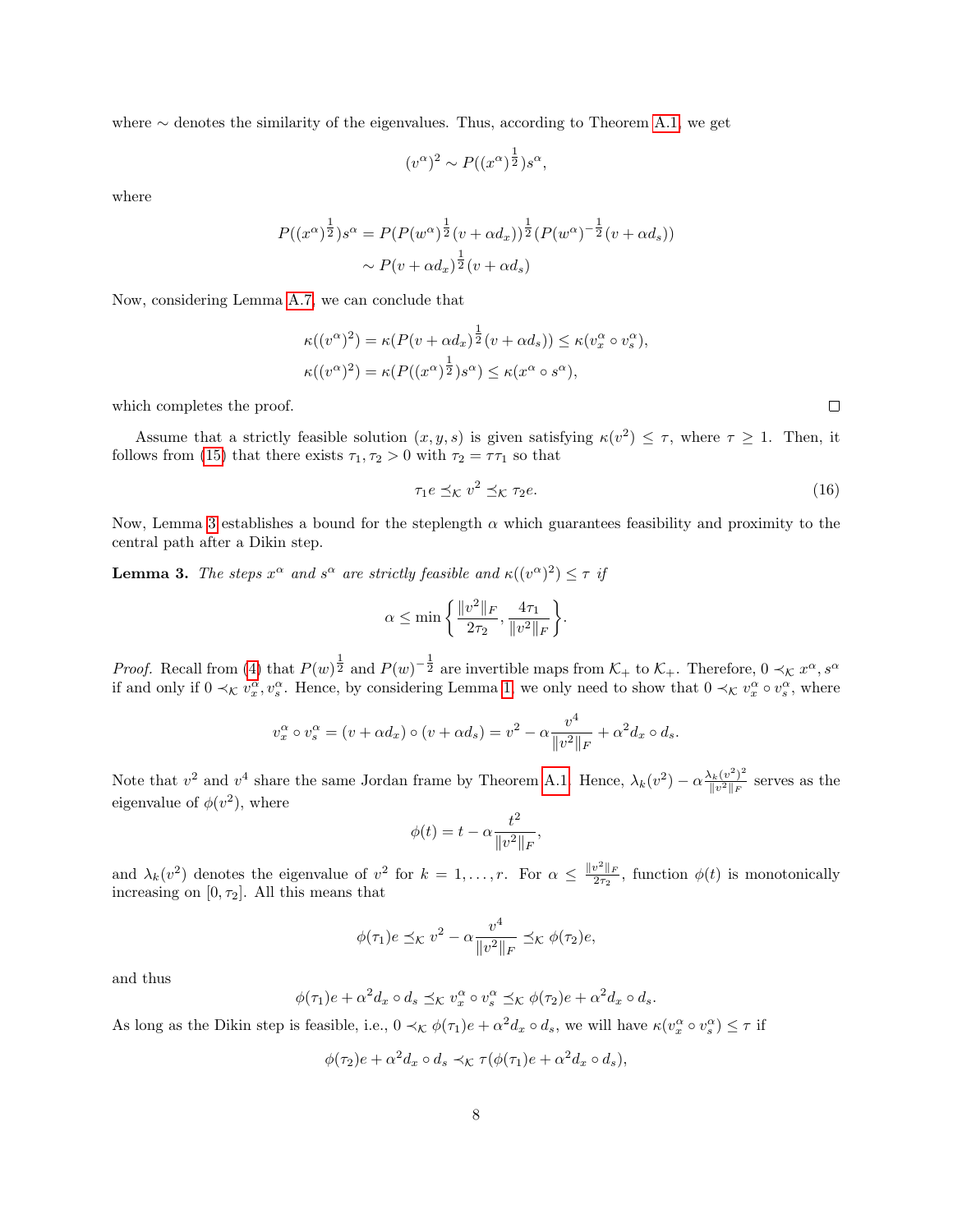where $\sim$ denotes the similarity of the eigenvalues. Thus, according to Theorem A.1, we get

$$(v^\alpha)^2 \sim P((x^\alpha)^{\frac{1}{2}})s^\alpha,$$

where

$$\begin{aligned} P((x^\alpha)^{\frac{1}{2}})s^\alpha &= P(P(w^\alpha)^{\frac{1}{2}}(v+\alpha d_x))^{\frac{1}{2}}(P(w^\alpha)^{-\frac{1}{2}}(v+\alpha d_s)) \\ &\sim P(v+\alpha d_x)^{\frac{1}{2}}(v+\alpha d_s) \end{aligned}$$

Now, considering Lemma A.7, we can conclude that

$$\begin{aligned} \kappa((v^\alpha)^2) &= \kappa(P(v+\alpha d_x)^{\frac{1}{2}}(v+\alpha d_s)) \leq \kappa(v_x^\alpha \circ v_s^\alpha), \\ \kappa((v^\alpha)^2) &= \kappa(P((x^\alpha)^{\frac{1}{2}})s^\alpha) \leq \kappa(x^\alpha \circ s^\alpha), \end{aligned}$$

which completes the proof. ☐

Assume that a strictly feasible solution $(x, y, s)$ is given satisfying $\kappa(v^2) \leq \tau$, where $\tau \geq 1$. Then, it follows from (15) that there exists $\tau_1, \tau_2 > 0$ with $\tau_2 = \tau\tau_1$ so that

$$\tau_1 e \preceq_{\mathcal{K}} v^2 \preceq_{\mathcal{K}} \tau_2 e. \tag{16}$$

Now, Lemma 3 establishes a bound for the steplength $\alpha$ which guarantees feasibility and proximity to the central path after a Dikin step.

**Lemma 3.** *The steps $x^\alpha$ and $s^\alpha$ are strictly feasible and $\kappa((v^\alpha)^2) \leq \tau$ if*

$$\alpha \leq \min\left\{\frac{\|v^2\|_F}{2\tau_2}, \frac{4\tau_1}{\|v^2\|_F}\right\}.$$

*Proof.* Recall from (4) that $P(w)^{\frac{1}{2}}$ and $P(w)^{-\frac{1}{2}}$ are invertible maps from $\mathcal{K}_+$ to $\mathcal{K}_+$. Therefore, $0 \prec_{\mathcal{K}} x^\alpha, s^\alpha$ if and only if $0 \prec_{\mathcal{K}} v_x^\alpha, v_s^\alpha$. Hence, by considering Lemma 1, we only need to show that $0 \prec_{\mathcal{K}} v_x^\alpha \circ v_s^\alpha$, where

$$v_x^\alpha \circ v_s^\alpha = (v+\alpha d_x)\circ(v+\alpha d_s) = v^2 - \alpha\frac{v^4}{\|v^2\|_F} + \alpha^2 d_x \circ d_s.$$

Note that $v^2$ and $v^4$ share the same Jordan frame by Theorem A.1. Hence, $\lambda_k(v^2) - \alpha\frac{\lambda_k(v^2)^2}{\|v^2\|_F}$ serves as the eigenvalue of $\phi(v^2)$, where

$$\phi(t) = t - \alpha\frac{t^2}{\|v^2\|_F},$$

and $\lambda_k(v^2)$ denotes the eigenvalue of $v^2$ for $k = 1, \ldots, r$. For $\alpha \leq \frac{\|v^2\|_F}{2\tau_2}$, function $\phi(t)$ is monotonically increasing on $[0, \tau_2]$. All this means that

$$\phi(\tau_1)e \preceq_{\mathcal{K}} v^2 - \alpha\frac{v^4}{\|v^2\|_F} \preceq_{\mathcal{K}} \phi(\tau_2)e,$$

and thus

$$\phi(\tau_1)e + \alpha^2 d_x \circ d_s \preceq_{\mathcal{K}} v_x^\alpha \circ v_s^\alpha \preceq_{\mathcal{K}} \phi(\tau_2)e + \alpha^2 d_x \circ d_s.$$

As long as the Dikin step is feasible, i.e., $0 \prec_{\mathcal{K}} \phi(\tau_1)e + \alpha^2 d_x \circ d_s$, we will have $\kappa(v_x^\alpha \circ v_s^\alpha) \leq \tau$ if

$$\phi(\tau_2)e + \alpha^2 d_x \circ d_s \prec_{\mathcal{K}} \tau(\phi(\tau_1)e + \alpha^2 d_x \circ d_s),$$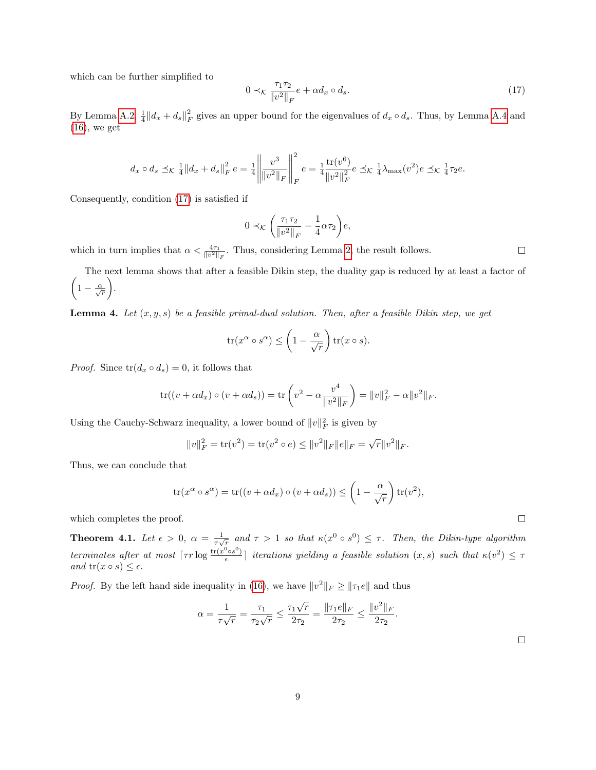which can be further simplified to

$$0 \prec_{\mathcal{K}} \frac{\tau_1 \tau_2}{\|v^2\|_F} e + \alpha d_x \circ d_s. \tag{17}$$

By Lemma A.2, $\frac{1}{4}\|d_x + d_s\|_F^2$ gives an upper bound for the eigenvalues of $d_x \circ d_s$. Thus, by Lemma A.4 and (16), we get

$$d_x \circ d_s \preceq_{\mathcal{K}} \tfrac{1}{4}\|d_x + d_s\|_F^2\, e = \tfrac{1}{4}\left\|\frac{v^3}{\|v^2\|_F}\right\|_F^2 e = \tfrac{1}{4}\frac{\operatorname{tr}(v^6)}{\|v^2\|_F^2} e \preceq_{\mathcal{K}} \tfrac{1}{4}\lambda_{\max}(v^2) e \preceq_{\mathcal{K}} \tfrac{1}{4}\tau_2 e.$$

Consequently, condition (17) is satisfied if

$$0 \prec_{\mathcal{K}} \left(\frac{\tau_1 \tau_2}{\|v^2\|_F} - \frac{1}{4}\alpha \tau_2\right) e,$$

which in turn implies that $\alpha < \frac{4\tau_1}{\|v^2\|_F}$. Thus, considering Lemma 2, the result follows. ◻

The next lemma shows that after a feasible Dikin step, the duality gap is reduced by at least a factor of $\left(1 - \frac{\alpha}{\sqrt{r}}\right)$.

**Lemma 4.** *Let $(x, y, s)$ be a feasible primal-dual solution. Then, after a feasible Dikin step, we get*

$$\operatorname{tr}(x^\alpha \circ s^\alpha) \leq \left(1 - \frac{\alpha}{\sqrt{r}}\right) \operatorname{tr}(x \circ s).$$

*Proof.* Since $\operatorname{tr}(d_x \circ d_s) = 0$, it follows that

$$\operatorname{tr}((v + \alpha d_x) \circ (v + \alpha d_s)) = \operatorname{tr}\left(v^2 - \alpha \frac{v^4}{\|v^2\|_F}\right) = \|v\|_F^2 - \alpha \|v^2\|_F.$$

Using the Cauchy-Schwarz inequality, a lower bound of $\|v\|_F^2$ is given by

$$\|v\|_F^2 = \operatorname{tr}(v^2) = \operatorname{tr}(v^2 \circ e) \leq \|v^2\|_F \|e\|_F = \sqrt{r}\|v^2\|_F.$$

Thus, we can conclude that

$$\operatorname{tr}(x^\alpha \circ s^\alpha) = \operatorname{tr}((v + \alpha d_x) \circ (v + \alpha d_s)) \leq \left(1 - \frac{\alpha}{\sqrt{r}}\right) \operatorname{tr}(v^2),$$

which completes the proof. ◻

**Theorem 4.1.** *Let $\epsilon > 0$, $\alpha = \frac{1}{\tau\sqrt{r}}$ and $\tau > 1$ so that $\kappa(x^0 \circ s^0) \leq \tau$. Then, the Dikin-type algorithm terminates after at most $\lceil \tau r \log \frac{\operatorname{tr}(x^0 \circ s^0)}{\epsilon} \rceil$ iterations yielding a feasible solution $(x, s)$ such that $\kappa(v^2) \leq \tau$ and $\operatorname{tr}(x \circ s) \leq \epsilon$.*

*Proof.* By the left hand side inequality in (16), we have $\|v^2\|_F \geq \|\tau_1 e\|$ and thus

$$\alpha = \frac{1}{\tau\sqrt{r}} = \frac{\tau_1}{\tau_2\sqrt{r}} \leq \frac{\tau_1\sqrt{r}}{2\tau_2} = \frac{\|\tau_1 e\|_F}{2\tau_2} \leq \frac{\|v^2\|_F}{2\tau_2}.$$

◻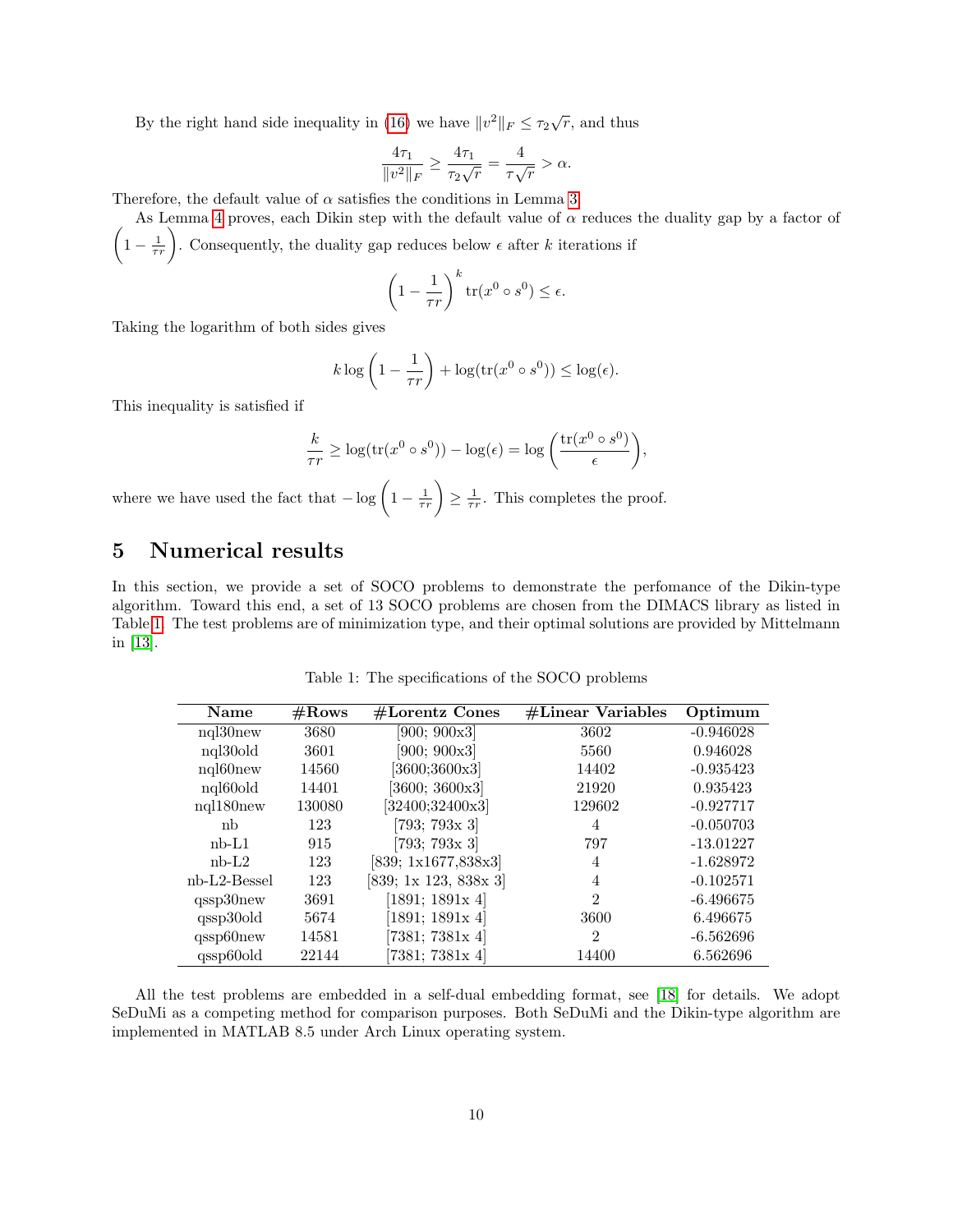By the right hand side inequality in (16) we have $\|v^2\|_F \le \tau_2\sqrt{r}$, and thus

$$\frac{4\tau_1}{\|v^2\|_F} \ge \frac{4\tau_1}{\tau_2\sqrt{r}} = \frac{4}{\tau\sqrt{r}} > \alpha.$$

Therefore, the default value of $\alpha$ satisfies the conditions in Lemma 3.

As Lemma 4 proves, each Dikin step with the default value of $\alpha$ reduces the duality gap by a factor of $\left(1 - \frac{1}{\tau r}\right)$. Consequently, the duality gap reduces below $\epsilon$ after $k$ iterations if

$$\left(1 - \frac{1}{\tau r}\right)^k \operatorname{tr}(x^0 \circ s^0) \le \epsilon.$$

Taking the logarithm of both sides gives

$$k \log\left(1 - \frac{1}{\tau r}\right) + \log(\operatorname{tr}(x^0 \circ s^0)) \le \log(\epsilon).$$

This inequality is satisfied if

$$\frac{k}{\tau r} \ge \log(\operatorname{tr}(x^0 \circ s^0)) - \log(\epsilon) = \log\left(\frac{\operatorname{tr}(x^0 \circ s^0)}{\epsilon}\right),$$

where we have used the fact that $-\log\left(1 - \frac{1}{\tau r}\right) \ge \frac{1}{\tau r}$. This completes the proof.

# 5 Numerical results

In this section, we provide a set of SOCO problems to demonstrate the perfomance of the Dikin-type algorithm. Toward this end, a set of 13 SOCO problems are chosen from the DIMACS library as listed in Table 1. The test problems are of minimization type, and their optimal solutions are provided by Mittelmann in [13].

Table 1: The specifications of the SOCO problems

| Name | #Rows | #Lorentz Cones | #Linear Variables | Optimum |
|---|---|---|---|---|
| nql30new | 3680 | [900; 900x3] | 3602 | -0.946028 |
| nql30old | 3601 | [900; 900x3] | 5560 | 0.946028 |
| nql60new | 14560 | [3600;3600x3] | 14402 | -0.935423 |
| nql60old | 14401 | [3600; 3600x3] | 21920 | 0.935423 |
| nql180new | 130080 | [32400;32400x3] | 129602 | -0.927717 |
| nb | 123 | [793; 793x 3] | 4 | -0.050703 |
| nb-L1 | 915 | [793; 793x 3] | 797 | -13.01227 |
| nb-L2 | 123 | [839; 1x1677,838x3] | 4 | -1.628972 |
| nb-L2-Bessel | 123 | [839; 1x 123, 838x 3] | 4 | -0.102571 |
| qssp30new | 3691 | [1891; 1891x 4] | 2 | -6.496675 |
| qssp30old | 5674 | [1891; 1891x 4] | 3600 | 6.496675 |
| qssp60new | 14581 | [7381; 7381x 4] | 2 | -6.562696 |
| qssp60old | 22144 | [7381; 7381x 4] | 14400 | 6.562696 |

All the test problems are embedded in a self-dual embedding format, see [18] for details. We adopt SeDuMi as a competing method for comparison purposes. Both SeDuMi and the Dikin-type algorithm are implemented in MATLAB 8.5 under Arch Linux operating system.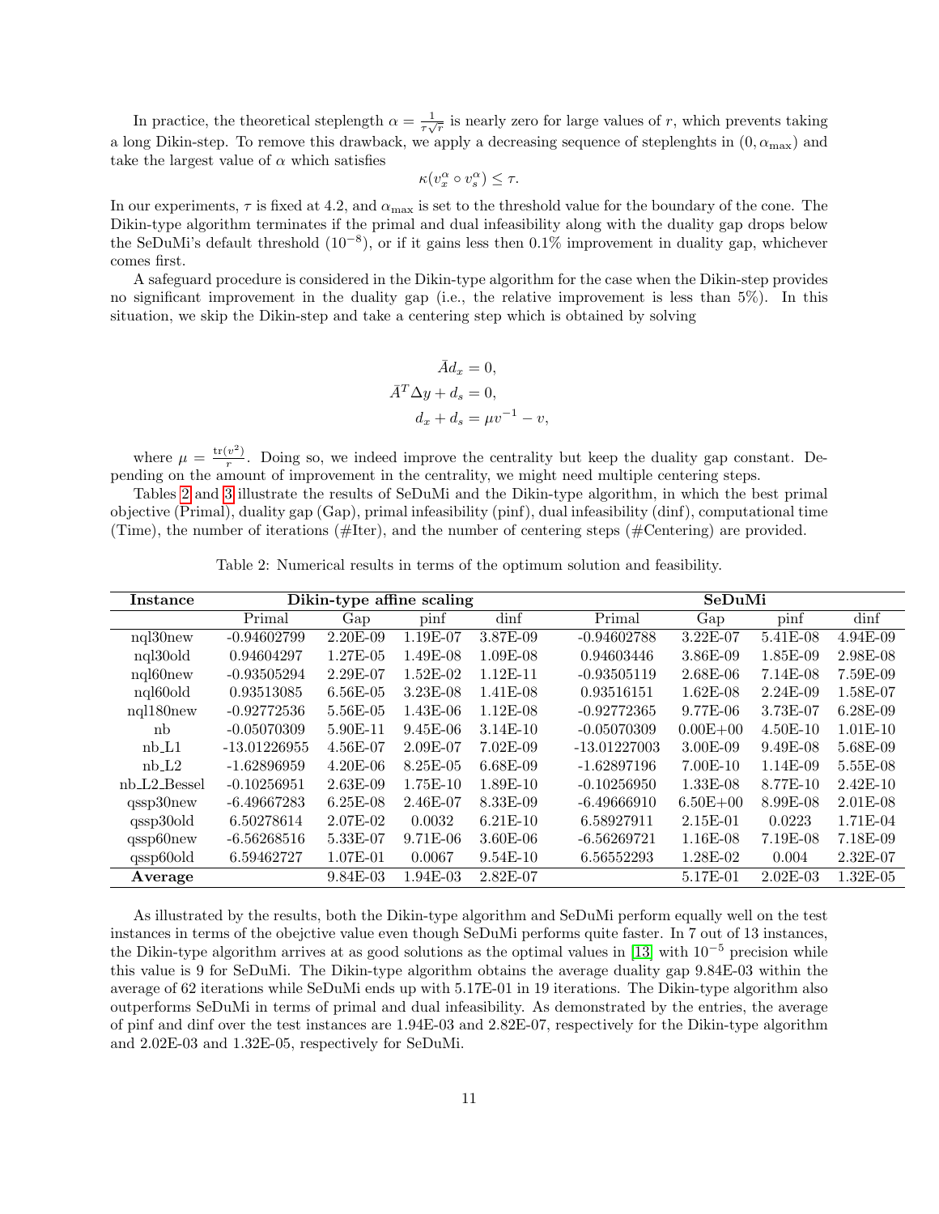In practice, the theoretical steplength $\alpha = \frac{1}{\tau\sqrt{r}}$ is nearly zero for large values of $r$, which prevents taking a long Dikin-step. To remove this drawback, we apply a decreasing sequence of steplenghts in $(0, \alpha_{\max})$ and take the largest value of $\alpha$ which satisfies

$$\kappa(v_x^\alpha \circ v_s^\alpha) \leq \tau.$$

In our experiments, $\tau$ is fixed at 4.2, and $\alpha_{\max}$ is set to the threshold value for the boundary of the cone. The Dikin-type algorithm terminates if the primal and dual infeasibility along with the duality gap drops below the SeDuMi's default threshold ($10^{-8}$), or if it gains less then 0.1% improvement in duality gap, whichever comes first.

A safeguard procedure is considered in the Dikin-type algorithm for the case when the Dikin-step provides no significant improvement in the duality gap (i.e., the relative improvement is less than 5%). In this situation, we skip the Dikin-step and take a centering step which is obtained by solving

$$\begin{aligned}
\bar{A}d_x &= 0, \\
\bar{A}^T \Delta y + d_s &= 0, \\
d_x + d_s &= \mu v^{-1} - v,
\end{aligned}$$

where $\mu = \frac{\mathrm{tr}(v^2)}{r}$. Doing so, we indeed improve the centrality but keep the duality gap constant. Depending on the amount of improvement in the centrality, we might need multiple centering steps.

Tables 2 and 3 illustrate the results of SeDuMi and the Dikin-type algorithm, in which the best primal objective (Primal), duality gap (Gap), primal infeasibility (pinf), dual infeasibility (dinf), computational time (Time), the number of iterations (#Iter), and the number of centering steps (#Centering) are provided.

Table 2: Numerical results in terms of the optimum solution and feasibility.

| **Instance** | **Dikin-type affine scaling** | | | | **SeDuMi** | | | |
|---|---|---|---|---|---|---|---|---|
| | Primal | Gap | pinf | dinf | Primal | Gap | pinf | dinf |
| nql30new | -0.94602799 | 2.20E-09 | 1.19E-07 | 3.87E-09 | -0.94602788 | 3.22E-07 | 5.41E-08 | 4.94E-09 |
| nql30old | 0.94604297 | 1.27E-05 | 1.49E-08 | 1.09E-08 | 0.94603446 | 3.86E-09 | 1.85E-09 | 2.98E-08 |
| nql60new | -0.93505294 | 2.29E-07 | 1.52E-02 | 1.12E-11 | -0.93505119 | 2.68E-06 | 7.14E-08 | 7.59E-09 |
| nql60old | 0.93513085 | 6.56E-05 | 3.23E-08 | 1.41E-08 | 0.93516151 | 1.62E-08 | 2.24E-09 | 1.58E-07 |
| nql180new | -0.92772536 | 5.56E-05 | 1.43E-06 | 1.12E-08 | -0.92772365 | 9.77E-06 | 3.73E-07 | 6.28E-09 |
| nb | -0.05070309 | 5.90E-11 | 9.45E-06 | 3.14E-10 | -0.05070309 | 0.00E+00 | 4.50E-10 | 1.01E-10 |
| nb_L1 | -13.01226955 | 4.56E-07 | 2.09E-07 | 7.02E-09 | -13.01227003 | 3.00E-09 | 9.49E-08 | 5.68E-09 |
| nb_L2 | -1.62896959 | 4.20E-06 | 8.25E-05 | 6.68E-09 | -1.62897196 | 7.00E-10 | 1.14E-09 | 5.55E-08 |
| nb_L2_Bessel | -0.10256951 | 2.63E-09 | 1.75E-10 | 1.89E-10 | -0.10256950 | 1.33E-08 | 8.77E-10 | 2.42E-10 |
| qssp30new | -6.49667283 | 6.25E-08 | 2.46E-07 | 8.33E-09 | -6.49666910 | 6.50E+00 | 8.99E-08 | 2.01E-08 |
| qssp30old | 6.50278614 | 2.07E-02 | 0.0032 | 6.21E-10 | 6.58927911 | 2.15E-01 | 0.0223 | 1.71E-04 |
| qssp60new | -6.56268516 | 5.33E-07 | 9.71E-06 | 3.60E-06 | -6.56269721 | 1.16E-08 | 7.19E-08 | 7.18E-09 |
| qssp60old | 6.59462727 | 1.07E-01 | 0.0067 | 9.54E-10 | 6.56552293 | 1.28E-02 | 0.004 | 2.32E-07 |
| **Average** | | 9.84E-03 | 1.94E-03 | 2.82E-07 | | 5.17E-01 | 2.02E-03 | 1.32E-05 |

As illustrated by the results, both the Dikin-type algorithm and SeDuMi perform equally well on the test instances in terms of the obejctive value even though SeDuMi performs quite faster. In 7 out of 13 instances, the Dikin-type algorithm arrives at as good solutions as the optimal values in [13] with $10^{-5}$ precision while this value is 9 for SeDuMi. The Dikin-type algorithm obtains the average duality gap 9.84E-03 within the average of 62 iterations while SeDuMi ends up with 5.17E-01 in 19 iterations. The Dikin-type algorithm also outperforms SeDuMi in terms of primal and dual infeasibility. As demonstrated by the entries, the average of pinf and dinf over the test instances are 1.94E-03 and 2.82E-07, respectively for the Dikin-type algorithm and 2.02E-03 and 1.32E-05, respectively for SeDuMi.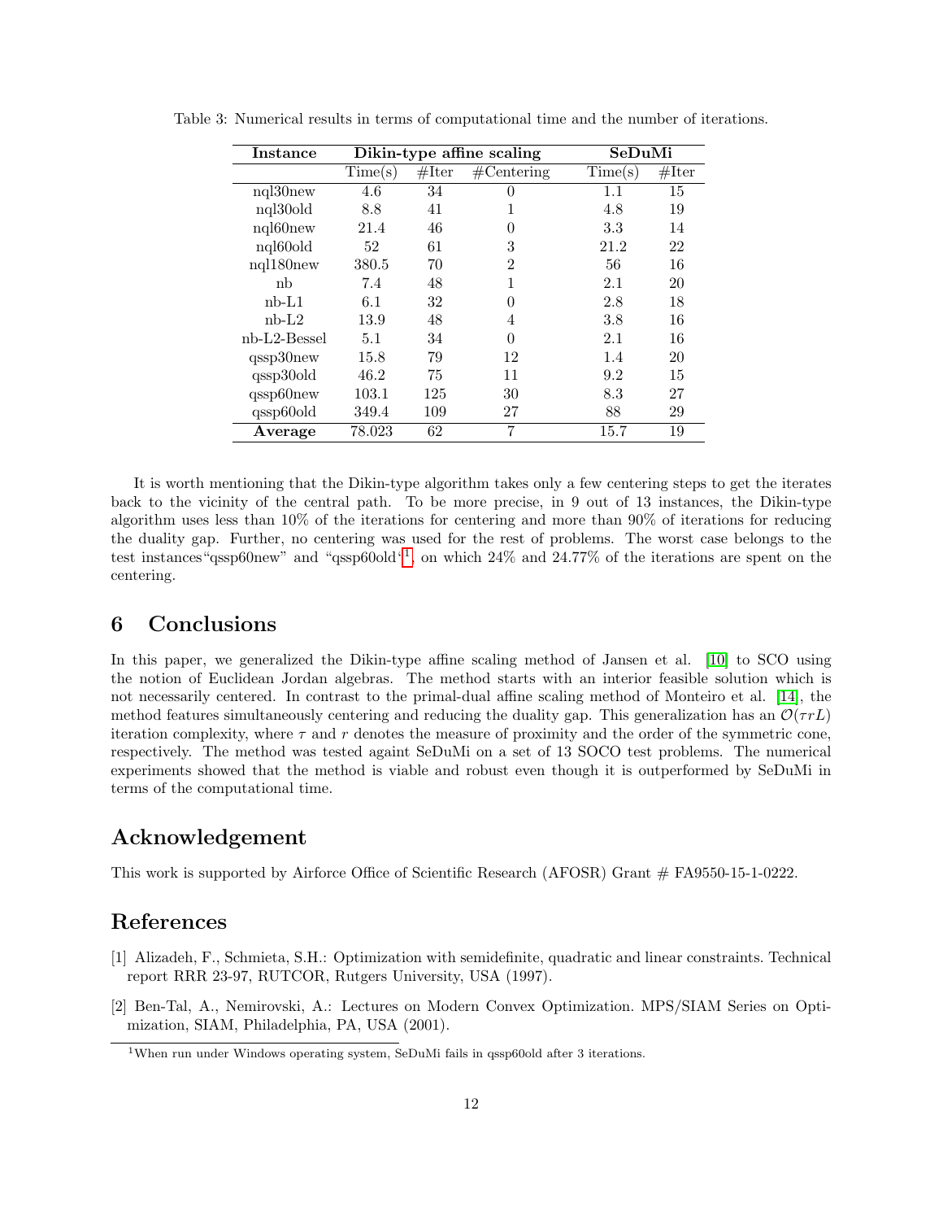Table 3: Numerical results in terms of computational time and the number of iterations.

| Instance | Dikin-type affine scaling | | | SeDuMi | |
|---|---|---|---|---|---|
| | Time(s) | #Iter | #Centering | Time(s) | #Iter |
| nql30new | 4.6 | 34 | 0 | 1.1 | 15 |
| nql30old | 8.8 | 41 | 1 | 4.8 | 19 |
| nql60new | 21.4 | 46 | 0 | 3.3 | 14 |
| nql60old | 52 | 61 | 3 | 21.2 | 22 |
| nql180new | 380.5 | 70 | 2 | 56 | 16 |
| nb | 7.4 | 48 | 1 | 2.1 | 20 |
| nb-L1 | 6.1 | 32 | 0 | 2.8 | 18 |
| nb-L2 | 13.9 | 48 | 4 | 3.8 | 16 |
| nb-L2-Bessel | 5.1 | 34 | 0 | 2.1 | 16 |
| qssp30new | 15.8 | 79 | 12 | 1.4 | 20 |
| qssp30old | 46.2 | 75 | 11 | 9.2 | 15 |
| qssp60new | 103.1 | 125 | 30 | 8.3 | 27 |
| qssp60old | 349.4 | 109 | 27 | 88 | 29 |
| **Average** | 78.023 | 62 | 7 | 15.7 | 19 |

It is worth mentioning that the Dikin-type algorithm takes only a few centering steps to get the iterates back to the vicinity of the central path. To be more precise, in 9 out of 13 instances, the Dikin-type algorithm uses less than 10% of the iterations for centering and more than 90% of iterations for reducing the duality gap. Further, no centering was used for the rest of problems. The worst case belongs to the test instances"qssp60new" and "qssp60old"[1], on which 24% and 24.77% of the iterations are spent on the centering.

## 6 Conclusions

In this paper, we generalized the Dikin-type affine scaling method of Jansen et al. [10] to SCO using the notion of Euclidean Jordan algebras. The method starts with an interior feasible solution which is not necessarily centered. In contrast to the primal-dual affine scaling method of Monteiro et al. [14], the method features simultaneously centering and reducing the duality gap. This generalization has an $\mathcal{O}(\tau r L)$ iteration complexity, where $\tau$ and $r$ denotes the measure of proximity and the order of the symmetric cone, respectively. The method was tested againt SeDuMi on a set of 13 SOCO test problems. The numerical experiments showed that the method is viable and robust even though it is outperformed by SeDuMi in terms of the computational time.

## Acknowledgement

This work is supported by Airforce Office of Scientific Research (AFOSR) Grant # FA9550-15-1-0222.

## References

[1] Alizadeh, F., Schmieta, S.H.: Optimization with semidefinite, quadratic and linear constraints. Technical report RRR 23-97, RUTCOR, Rutgers University, USA (1997).

[2] Ben-Tal, A., Nemirovski, A.: Lectures on Modern Convex Optimization. MPS/SIAM Series on Optimization, SIAM, Philadelphia, PA, USA (2001).

[1] When run under Windows operating system, SeDuMi fails in qssp60old after 3 iterations.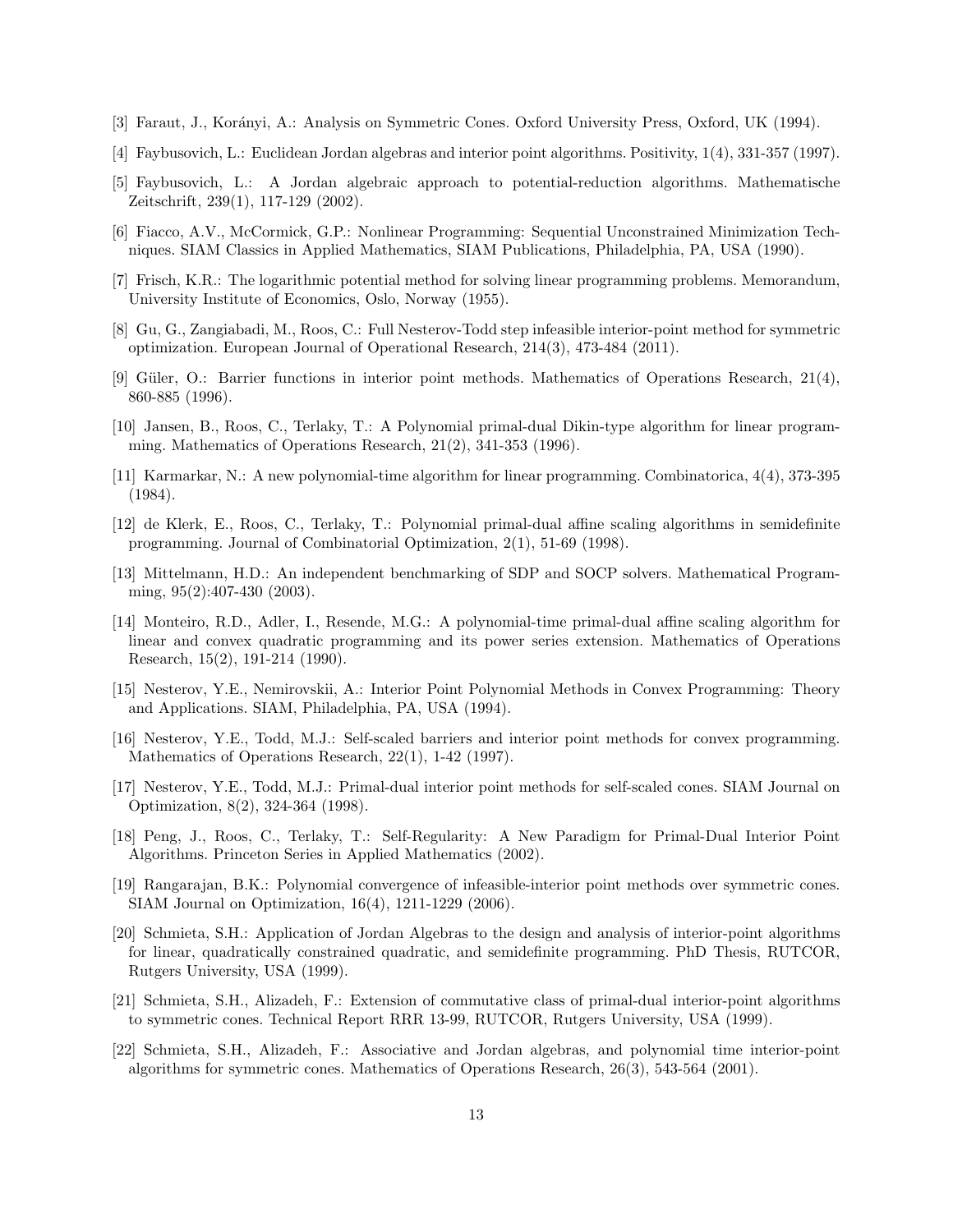[3] Faraut, J., Korányi, A.: Analysis on Symmetric Cones. Oxford University Press, Oxford, UK (1994).

[4] Faybusovich, L.: Euclidean Jordan algebras and interior point algorithms. Positivity, 1(4), 331-357 (1997).

[5] Faybusovich, L.: A Jordan algebraic approach to potential-reduction algorithms. Mathematische Zeitschrift, 239(1), 117-129 (2002).

[6] Fiacco, A.V., McCormick, G.P.: Nonlinear Programming: Sequential Unconstrained Minimization Techniques. SIAM Classics in Applied Mathematics, SIAM Publications, Philadelphia, PA, USA (1990).

[7] Frisch, K.R.: The logarithmic potential method for solving linear programming problems. Memorandum, University Institute of Economics, Oslo, Norway (1955).

[8] Gu, G., Zangiabadi, M., Roos, C.: Full Nesterov-Todd step infeasible interior-point method for symmetric optimization. European Journal of Operational Research, 214(3), 473-484 (2011).

[9] Güler, O.: Barrier functions in interior point methods. Mathematics of Operations Research, 21(4), 860-885 (1996).

[10] Jansen, B., Roos, C., Terlaky, T.: A Polynomial primal-dual Dikin-type algorithm for linear programming. Mathematics of Operations Research, 21(2), 341-353 (1996).

[11] Karmarkar, N.: A new polynomial-time algorithm for linear programming. Combinatorica, 4(4), 373-395 (1984).

[12] de Klerk, E., Roos, C., Terlaky, T.: Polynomial primal-dual affine scaling algorithms in semidefinite programming. Journal of Combinatorial Optimization, 2(1), 51-69 (1998).

[13] Mittelmann, H.D.: An independent benchmarking of SDP and SOCP solvers. Mathematical Programming, 95(2):407-430 (2003).

[14] Monteiro, R.D., Adler, I., Resende, M.G.: A polynomial-time primal-dual affine scaling algorithm for linear and convex quadratic programming and its power series extension. Mathematics of Operations Research, 15(2), 191-214 (1990).

[15] Nesterov, Y.E., Nemirovskii, A.: Interior Point Polynomial Methods in Convex Programming: Theory and Applications. SIAM, Philadelphia, PA, USA (1994).

[16] Nesterov, Y.E., Todd, M.J.: Self-scaled barriers and interior point methods for convex programming. Mathematics of Operations Research, 22(1), 1-42 (1997).

[17] Nesterov, Y.E., Todd, M.J.: Primal-dual interior point methods for self-scaled cones. SIAM Journal on Optimization, 8(2), 324-364 (1998).

[18] Peng, J., Roos, C., Terlaky, T.: Self-Regularity: A New Paradigm for Primal-Dual Interior Point Algorithms. Princeton Series in Applied Mathematics (2002).

[19] Rangarajan, B.K.: Polynomial convergence of infeasible-interior point methods over symmetric cones. SIAM Journal on Optimization, 16(4), 1211-1229 (2006).

[20] Schmieta, S.H.: Application of Jordan Algebras to the design and analysis of interior-point algorithms for linear, quadratically constrained quadratic, and semidefinite programming. PhD Thesis, RUTCOR, Rutgers University, USA (1999).

[21] Schmieta, S.H., Alizadeh, F.: Extension of commutative class of primal-dual interior-point algorithms to symmetric cones. Technical Report RRR 13-99, RUTCOR, Rutgers University, USA (1999).

[22] Schmieta, S.H., Alizadeh, F.: Associative and Jordan algebras, and polynomial time interior-point algorithms for symmetric cones. Mathematics of Operations Research, 26(3), 543-564 (2001).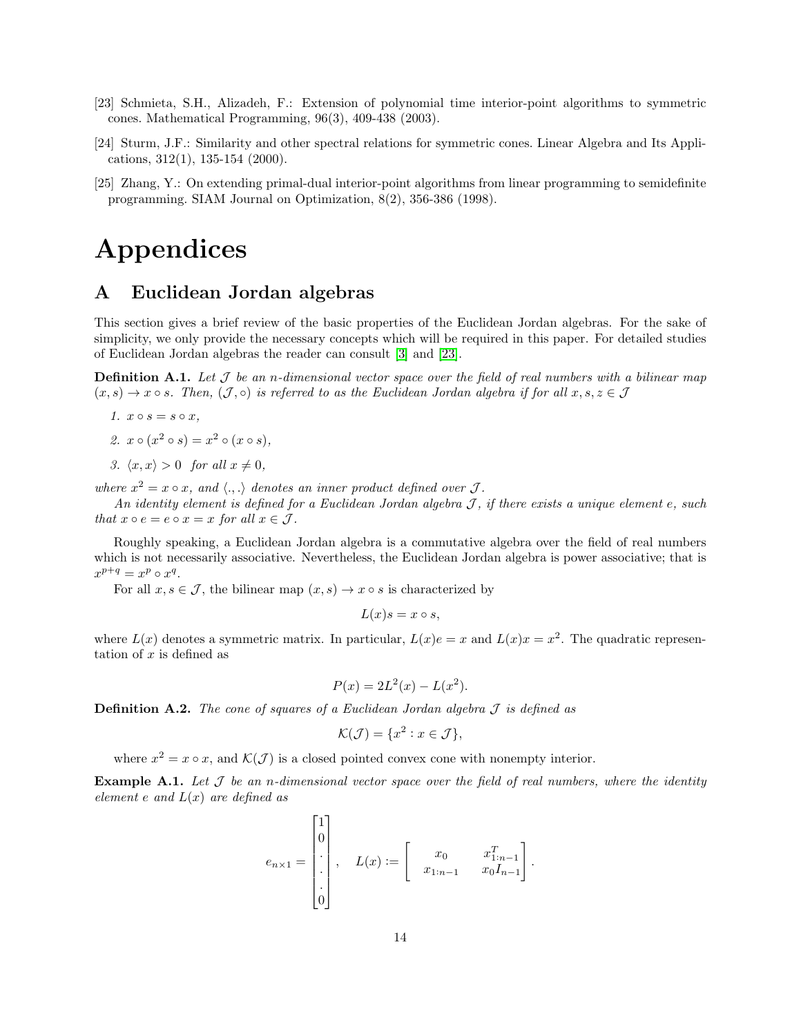[23] Schmieta, S.H., Alizadeh, F.: Extension of polynomial time interior-point algorithms to symmetric cones. Mathematical Programming, 96(3), 409-438 (2003).

[24] Sturm, J.F.: Similarity and other spectral relations for symmetric cones. Linear Algebra and Its Applications, 312(1), 135-154 (2000).

[25] Zhang, Y.: On extending primal-dual interior-point algorithms from linear programming to semidefinite programming. SIAM Journal on Optimization, 8(2), 356-386 (1998).

# Appendices

## A Euclidean Jordan algebras

This section gives a brief review of the basic properties of the Euclidean Jordan algebras. For the sake of simplicity, we only provide the necessary concepts which will be required in this paper. For detailed studies of Euclidean Jordan algebras the reader can consult [3] and [23].

**Definition A.1.** *Let $\mathcal{J}$ be an n-dimensional vector space over the field of real numbers with a bilinear map $(x, s) \to x \circ s$. Then, $(\mathcal{J}, \circ)$ is referred to as the Euclidean Jordan algebra if for all $x, s, z \in \mathcal{J}$*

1. *$x \circ s = s \circ x$,*
2. *$x \circ (x^2 \circ s) = x^2 \circ (x \circ s)$,*
3. *$\langle x, x\rangle > 0$ for all $x \neq 0$,*

*where $x^2 = x \circ x$, and $\langle ., .\rangle$ denotes an inner product defined over $\mathcal{J}$.*

*An identity element is defined for a Euclidean Jordan algebra $\mathcal{J}$, if there exists a unique element $e$, such that $x \circ e = e \circ x = x$ for all $x \in \mathcal{J}$.*

Roughly speaking, a Euclidean Jordan algebra is a commutative algebra over the field of real numbers which is not necessarily associative. Nevertheless, the Euclidean Jordan algebra is power associative; that is $x^{p+q} = x^p \circ x^q$.

For all $x, s \in \mathcal{J}$, the bilinear map $(x, s) \to x \circ s$ is characterized by

$$L(x)s = x \circ s,$$

where $L(x)$ denotes a symmetric matrix. In particular, $L(x)e = x$ and $L(x)x = x^2$. The quadratic representation of $x$ is defined as

$$P(x) = 2L^2(x) - L(x^2).$$

**Definition A.2.** *The cone of squares of a Euclidean Jordan algebra $\mathcal{J}$ is defined as*

$$\mathcal{K}(\mathcal{J}) = \{x^2 : x \in \mathcal{J}\},$$

where $x^2 = x \circ x$, and $\mathcal{K}(\mathcal{J})$ is a closed pointed convex cone with nonempty interior.

**Example A.1.** *Let $\mathcal{J}$ be an n-dimensional vector space over the field of real numbers, where the identity element $e$ and $L(x)$ are defined as*

$$e_{n\times 1} = \begin{bmatrix} 1 \\ 0 \\ . \\ . \\ . \\ 0 \end{bmatrix}, \quad L(x) := \begin{bmatrix} x_0 & x_{1:n-1}^T \\ x_{1:n-1} & x_0 I_{n-1} \end{bmatrix}.$$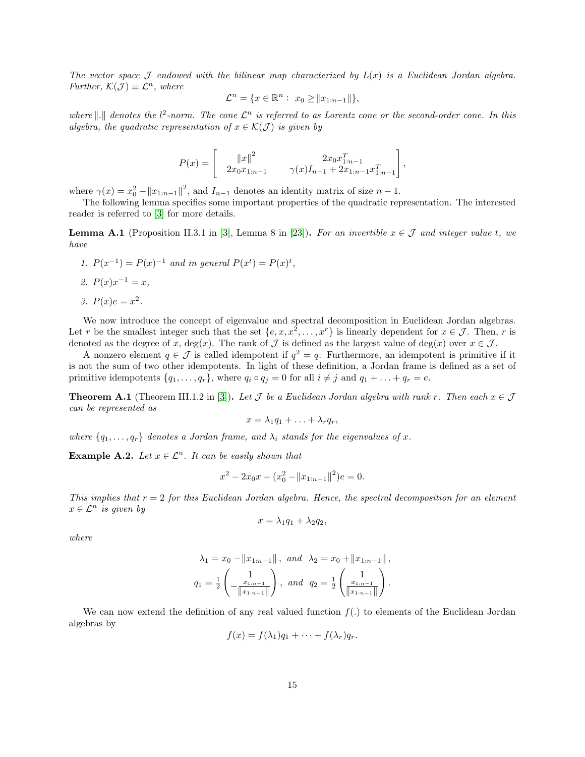*The vector space $\mathcal{J}$ endowed with the bilinear map characterized by $L(x)$ is a Euclidean Jordan algebra. Further, $\mathcal{K}(\mathcal{J}) \equiv \mathcal{L}^n$, where*

$$\mathcal{L}^n = \{x \in \mathbb{R}^n : \; x_0 \geq \|x_{1:n-1}\|\},$$

*where $\|.\|$ denotes the $l^2$-norm. The cone $\mathcal{L}^n$ is referred to as Lorentz cone or the second-order cone. In this algebra, the quadratic representation of $x \in \mathcal{K}(\mathcal{J})$ is given by*

$$P(x) = \begin{bmatrix} \|x\|^2 & 2x_0 x_{1:n-1}^T \\ 2x_0 x_{1:n-1} & \gamma(x) I_{n-1} + 2x_{1:n-1}x_{1:n-1}^T \end{bmatrix},$$

where $\gamma(x) = x_0^2 - \|x_{1:n-1}\|^2$, and $I_{n-1}$ denotes an identity matrix of size $n-1$.

The following lemma specifies some important properties of the quadratic representation. The interested reader is referred to [3] for more details.

**Lemma A.1** (Proposition II.3.1 in [3], Lemma 8 in [23])**.** *For an invertible $x \in \mathcal{J}$ and integer value $t$, we have*

1. *$P(x^{-1}) = P(x)^{-1}$ and in general $P(x^t) = P(x)^t$,*
2. *$P(x)x^{-1} = x$,*
3. *$P(x)e = x^2$.*

We now introduce the concept of eigenvalue and spectral decomposition in Euclidean Jordan algebras. Let $r$ be the smallest integer such that the set $\{e, x, x^2, \ldots, x^r\}$ is linearly dependent for $x \in \mathcal{J}$. Then, $r$ is denoted as the degree of $x$, $\deg(x)$. The rank of $\mathcal{J}$ is defined as the largest value of $\deg(x)$ over $x \in \mathcal{J}$.

A nonzero element $q \in \mathcal{J}$ is called idempotent if $q^2 = q$. Furthermore, an idempotent is primitive if it is not the sum of two other idempotents. In light of these definition, a Jordan frame is defined as a set of primitive idempotents $\{q_1, \ldots, q_r\}$, where $q_i \circ q_j = 0$ for all $i \neq j$ and $q_1 + \ldots + q_r = e$.

**Theorem A.1** (Theorem III.1.2 in [3])**.** *Let $\mathcal{J}$ be a Euclidean Jordan algebra with rank $r$. Then each $x \in \mathcal{J}$ can be represented as*

$$x = \lambda_1 q_1 + \ldots + \lambda_r q_r,$$

*where $\{q_1, \ldots, q_r\}$ denotes a Jordan frame, and $\lambda_i$ stands for the eigenvalues of $x$.*

**Example A.2.** *Let $x \in \mathcal{L}^n$. It can be easily shown that*

$$x^2 - 2x_0 x + (x_0^2 - \|x_{1:n-1}\|^2)e = 0.$$

*This implies that $r = 2$ for this Euclidean Jordan algebra. Hence, the spectral decomposition for an element $x \in \mathcal{L}^n$ is given by*

$$x = \lambda_1 q_1 + \lambda_2 q_2,$$

*where*

$$\lambda_1 = x_0 - \|x_{1:n-1}\|, \;\; and \;\; \lambda_2 = x_0 + \|x_{1:n-1}\|,$$
$$q_1 = \tfrac{1}{2}\begin{pmatrix} 1 \\ -\frac{x_{1:n-1}}{\|x_{1:n-1}\|} \end{pmatrix}, \;\; and \;\; q_2 = \tfrac{1}{2}\begin{pmatrix} 1 \\ \frac{x_{1:n-1}}{\|x_{1:n-1}\|} \end{pmatrix}.$$

We can now extend the definition of any real valued function $f(.)$ to elements of the Euclidean Jordan algebras by

$$f(x) = f(\lambda_1)q_1 + \cdots + f(\lambda_r)q_r.$$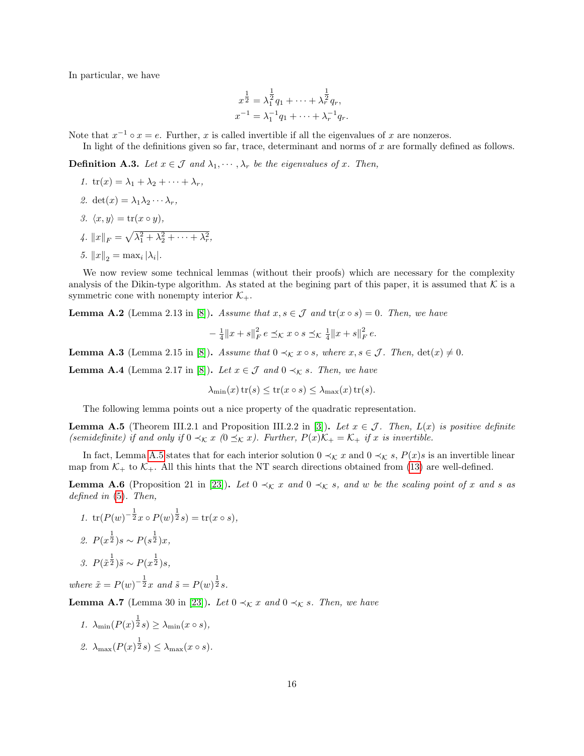In particular, we have

$$x^{\frac{1}{2}} = \lambda_1^{\frac{1}{2}} q_1 + \cdots + \lambda_r^{\frac{1}{2}} q_r,$$
$$x^{-1} = \lambda_1^{-1} q_1 + \cdots + \lambda_r^{-1} q_r.$$

Note that $x^{-1} \circ x = e$. Further, $x$ is called invertible if all the eigenvalues of $x$ are nonzeros.

In light of the definitions given so far, trace, determinant and norms of $x$ are formally defined as follows.

**Definition A.3.** *Let $x \in \mathcal{J}$ and $\lambda_1, \cdots, \lambda_r$ be the eigenvalues of $x$. Then,*

1. $\operatorname{tr}(x) = \lambda_1 + \lambda_2 + \cdots + \lambda_r$,
2. $\det(x) = \lambda_1 \lambda_2 \cdots \lambda_r$,
3. $\langle x, y \rangle = \operatorname{tr}(x \circ y)$,
4. $\|x\|_F = \sqrt{\lambda_1^2 + \lambda_2^2 + \cdots + \lambda_r^2}$,
5. $\|x\|_2 = \max_i |\lambda_i|$.

We now review some technical lemmas (without their proofs) which are necessary for the complexity analysis of the Dikin-type algorithm. As stated at the begining part of this paper, it is assumed that $\mathcal{K}$ is a symmetric cone with nonempty interior $\mathcal{K}_+$.

**Lemma A.2** (Lemma 2.13 in [8])**.** *Assume that $x, s \in \mathcal{J}$ and $\operatorname{tr}(x \circ s) = 0$. Then, we have*

$$-\tfrac{1}{4}\|x+s\|_F^2\, e \preceq_{\mathcal{K}} x \circ s \preceq_{\mathcal{K}} \tfrac{1}{4}\|x+s\|_F^2\, e.$$

**Lemma A.3** (Lemma 2.15 in [8])**.** *Assume that $0 \prec_{\mathcal{K}} x \circ s$, where $x, s \in \mathcal{J}$. Then, $\det(x) \neq 0$.*

**Lemma A.4** (Lemma 2.17 in [8])**.** *Let $x \in \mathcal{J}$ and $0 \prec_{\mathcal{K}} s$. Then, we have*

$$\lambda_{\min}(x)\operatorname{tr}(s) \le \operatorname{tr}(x \circ s) \le \lambda_{\max}(x)\operatorname{tr}(s).$$

The following lemma points out a nice property of the quadratic representation.

**Lemma A.5** (Theorem III.2.1 and Proposition III.2.2 in [3])**.** *Let $x \in \mathcal{J}$. Then, $L(x)$ is positive definite (semidefinite) if and only if $0 \prec_{\mathcal{K}} x$ ($0 \preceq_{\mathcal{K}} x$). Further, $P(x)\mathcal{K}_+ = \mathcal{K}_+$ if $x$ is invertible.*

In fact, Lemma A.5 states that for each interior solution $0 \prec_{\mathcal{K}} x$ and $0 \prec_{\mathcal{K}} s$, $P(x)s$ is an invertible linear map from $\mathcal{K}_+$ to $\mathcal{K}_+$. All this hints that the NT search directions obtained from (13) are well-defined.

**Lemma A.6** (Proposition 21 in [23])**.** *Let $0 \prec_{\mathcal{K}} x$ and $0 \prec_{\mathcal{K}} s$, and $w$ be the scaling point of $x$ and $s$ as defined in (5). Then,*

1. $\operatorname{tr}(P(w)^{-\frac{1}{2}} x \circ P(w)^{\frac{1}{2}} s) = \operatorname{tr}(x \circ s)$,
2. $P(x^{\frac{1}{2}})s \sim P(s^{\frac{1}{2}})x$,
3. $P(\tilde{x}^{\frac{1}{2}})\tilde{s} \sim P(x^{\frac{1}{2}})s$,

*where $\tilde{x} = P(w)^{-\frac{1}{2}} x$ and $\tilde{s} = P(w)^{\frac{1}{2}} s$.*

**Lemma A.7** (Lemma 30 in [23])**.** *Let $0 \prec_{\mathcal{K}} x$ and $0 \prec_{\mathcal{K}} s$. Then, we have*

1. $\lambda_{\min}(P(x)^{\frac{1}{2}} s) \ge \lambda_{\min}(x \circ s)$,
2. $\lambda_{\max}(P(x)^{\frac{1}{2}} s) \le \lambda_{\max}(x \circ s)$.